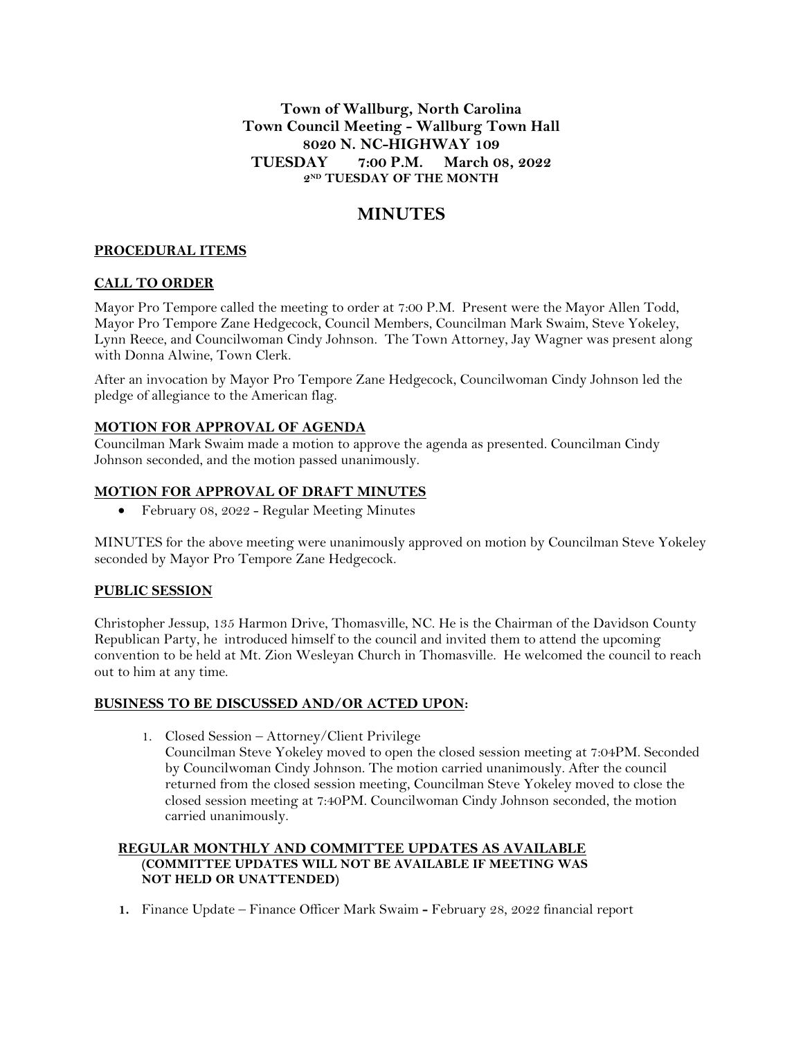**Town of Wallburg, North Carolina**
**Town Council Meeting - Wallburg Town Hall**
**8020 N. NC-HIGHWAY 109**
**TUESDAY 7:00 P.M. March 08, 2022**
**2ND TUESDAY OF THE MONTH**

# MINUTES

## PROCEDURAL ITEMS

## CALL TO ORDER

Mayor Pro Tempore called the meeting to order at 7:00 P.M. Present were the Mayor Allen Todd, Mayor Pro Tempore Zane Hedgecock, Council Members, Councilman Mark Swaim, Steve Yokeley, Lynn Reece, and Councilwoman Cindy Johnson. The Town Attorney, Jay Wagner was present along with Donna Alwine, Town Clerk.

After an invocation by Mayor Pro Tempore Zane Hedgecock, Councilwoman Cindy Johnson led the pledge of allegiance to the American flag.

## MOTION FOR APPROVAL OF AGENDA

Councilman Mark Swaim made a motion to approve the agenda as presented. Councilman Cindy Johnson seconded, and the motion passed unanimously.

## MOTION FOR APPROVAL OF DRAFT MINUTES

- February 08, 2022 - Regular Meeting Minutes

MINUTES for the above meeting were unanimously approved on motion by Councilman Steve Yokeley seconded by Mayor Pro Tempore Zane Hedgecock.

## PUBLIC SESSION

Christopher Jessup, 135 Harmon Drive, Thomasville, NC. He is the Chairman of the Davidson County Republican Party, he introduced himself to the council and invited them to attend the upcoming convention to be held at Mt. Zion Wesleyan Church in Thomasville. He welcomed the council to reach out to him at any time.

## BUSINESS TO BE DISCUSSED AND/OR ACTED UPON:

1. Closed Session – Attorney/Client Privilege
   Councilman Steve Yokeley moved to open the closed session meeting at 7:04PM. Seconded by Councilwoman Cindy Johnson. The motion carried unanimously. After the council returned from the closed session meeting, Councilman Steve Yokeley moved to close the closed session meeting at 7:40PM. Councilwoman Cindy Johnson seconded, the motion carried unanimously.

## REGULAR MONTHLY AND COMMITTEE UPDATES AS AVAILABLE

**(COMMITTEE UPDATES WILL NOT BE AVAILABLE IF MEETING WAS NOT HELD OR UNATTENDED)**

1. Finance Update – Finance Officer Mark Swaim - February 28, 2022 financial report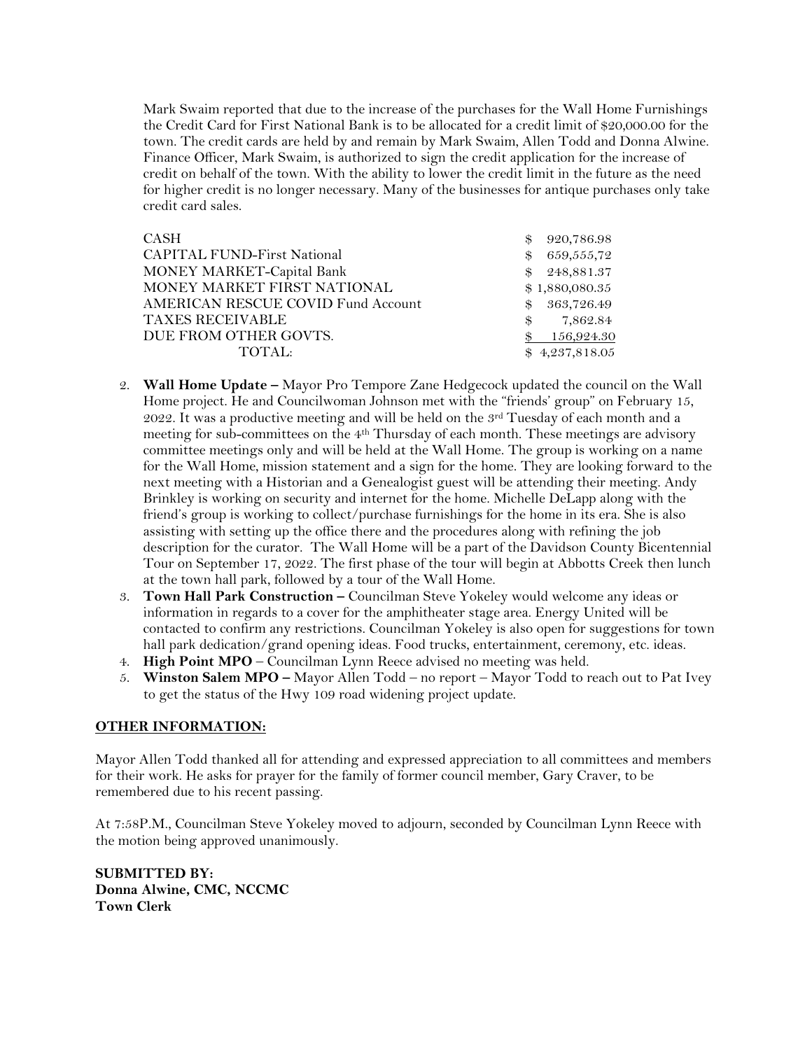Mark Swaim reported that due to the increase of the purchases for the Wall Home Furnishings the Credit Card for First National Bank is to be allocated for a credit limit of $20,000.00 for the town. The credit cards are held by and remain by Mark Swaim, Allen Todd and Donna Alwine. Finance Officer, Mark Swaim, is authorized to sign the credit application for the increase of credit on behalf of the town. With the ability to lower the credit limit in the future as the need for higher credit is no longer necessary. Many of the businesses for antique purchases only take credit card sales.

| | |
|---|---|
| CASH | $ 920,786.98 |
| CAPITAL FUND-First National | $ 659,555,72 |
| MONEY MARKET-Capital Bank | $ 248,881.37 |
| MONEY MARKET FIRST NATIONAL | $ 1,880,080.35 |
| AMERICAN RESCUE COVID Fund Account | $ 363,726.49 |
| TAXES RECEIVABLE | $ 7,862.84 |
| DUE FROM OTHER GOVTS. | $ 156,924.30 |
| TOTAL: | $ 4,237,818.05 |

2. **Wall Home Update –** Mayor Pro Tempore Zane Hedgecock updated the council on the Wall Home project. He and Councilwoman Johnson met with the "friends' group" on February 15, 2022. It was a productive meeting and will be held on the 3rd Tuesday of each month and a meeting for sub-committees on the 4th Thursday of each month. These meetings are advisory committee meetings only and will be held at the Wall Home. The group is working on a name for the Wall Home, mission statement and a sign for the home. They are looking forward to the next meeting with a Historian and a Genealogist guest will be attending their meeting. Andy Brinkley is working on security and internet for the home. Michelle DeLapp along with the friend's group is working to collect/purchase furnishings for the home in its era. She is also assisting with setting up the office there and the procedures along with refining the job description for the curator. The Wall Home will be a part of the Davidson County Bicentennial Tour on September 17, 2022. The first phase of the tour will begin at Abbotts Creek then lunch at the town hall park, followed by a tour of the Wall Home.
3. **Town Hall Park Construction –** Councilman Steve Yokeley would welcome any ideas or information in regards to a cover for the amphitheater stage area. Energy United will be contacted to confirm any restrictions. Councilman Yokeley is also open for suggestions for town hall park dedication/grand opening ideas. Food trucks, entertainment, ceremony, etc. ideas.
4. **High Point MPO** – Councilman Lynn Reece advised no meeting was held.
5. **Winston Salem MPO –** Mayor Allen Todd – no report – Mayor Todd to reach out to Pat Ivey to get the status of the Hwy 109 road widening project update.

**OTHER INFORMATION:**

Mayor Allen Todd thanked all for attending and expressed appreciation to all committees and members for their work. He asks for prayer for the family of former council member, Gary Craver, to be remembered due to his recent passing.

At 7:58P.M., Councilman Steve Yokeley moved to adjourn, seconded by Councilman Lynn Reece with the motion being approved unanimously.

**SUBMITTED BY:**
**Donna Alwine, CMC, NCCMC**
**Town Clerk**